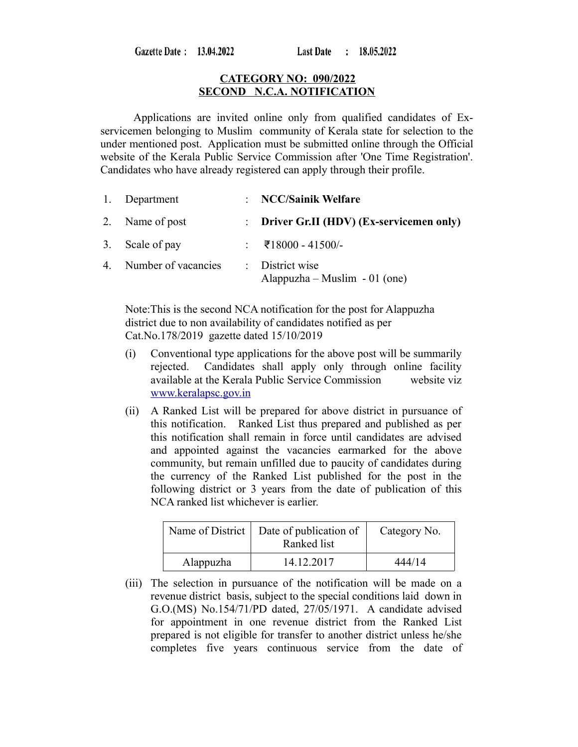Gazette Date : 13.04.2022 Last Date : 18.05.2022

**CATEGORY NO: 090/2022**
**SECOND N.C.A. NOTIFICATION**

Applications are invited online only from qualified candidates of Ex-servicemen belonging to Muslim community of Kerala state for selection to the under mentioned post. Application must be submitted online through the Official website of the Kerala Public Service Commission after 'One Time Registration'. Candidates who have already registered can apply through their profile.

1. Department : **NCC/Sainik Welfare**
2. Name of post : **Driver Gr.II (HDV) (Ex-servicemen only)**
3. Scale of pay : ₹18000 - 41500/-
4. Number of vacancies : District wise
   Alappuzha – Muslim - 01 (one)

Note:This is the second NCA notification for the post for Alappuzha district due to non availability of candidates notified as per Cat.No.178/2019 gazette dated 15/10/2019

(i) Conventional type applications for the above post will be summarily rejected. Candidates shall apply only through online facility available at the Kerala Public Service Commission website viz www.keralapsc.gov.in

(ii) A Ranked List will be prepared for above district in pursuance of this notification. Ranked List thus prepared and published as per this notification shall remain in force until candidates are advised and appointed against the vacancies earmarked for the above community, but remain unfilled due to paucity of candidates during the currency of the Ranked List published for the post in the following district or 3 years from the date of publication of this NCA ranked list whichever is earlier.

| Name of District | Date of publication of Ranked list | Category No. |
|---|---|---|
| Alappuzha | 14.12.2017 | 444/14 |

(iii) The selection in pursuance of the notification will be made on a revenue district basis, subject to the special conditions laid down in G.O.(MS) No.154/71/PD dated, 27/05/1971. A candidate advised for appointment in one revenue district from the Ranked List prepared is not eligible for transfer to another district unless he/she completes five years continuous service from the date of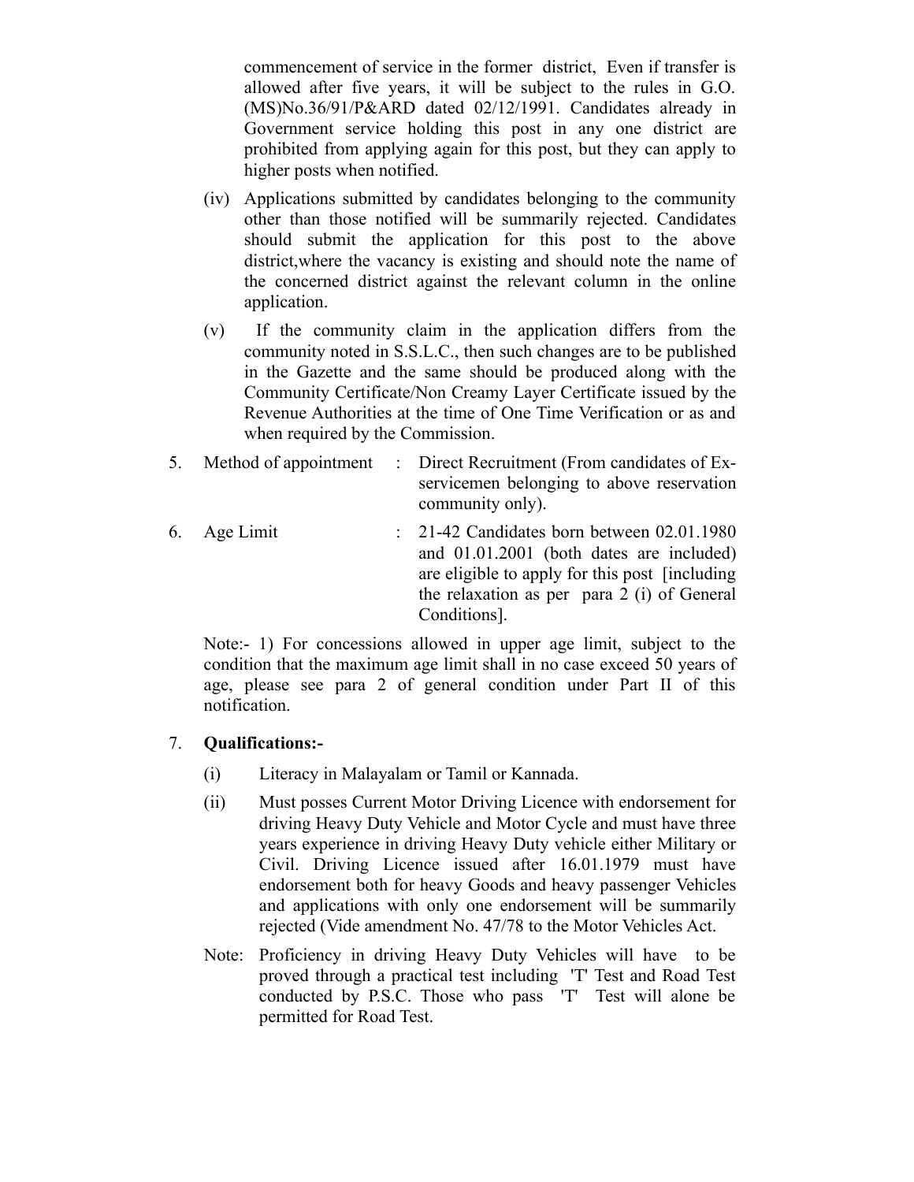commencement of service in the former district, Even if transfer is allowed after five years, it will be subject to the rules in G.O.(MS)No.36/91/P&ARD dated 02/12/1991. Candidates already in Government service holding this post in any one district are prohibited from applying again for this post, but they can apply to higher posts when notified.

(iv) Applications submitted by candidates belonging to the community other than those notified will be summarily rejected. Candidates should submit the application for this post to the above district,where the vacancy is existing and should note the name of the concerned district against the relevant column in the online application.

(v) If the community claim in the application differs from the community noted in S.S.L.C., then such changes are to be published in the Gazette and the same should be produced along with the Community Certificate/Non Creamy Layer Certificate issued by the Revenue Authorities at the time of One Time Verification or as and when required by the Commission.

5. Method of appointment : Direct Recruitment (From candidates of Ex-servicemen belonging to above reservation community only).

6. Age Limit : 21-42 Candidates born between 02.01.1980 and 01.01.2001 (both dates are included) are eligible to apply for this post [including the relaxation as per para 2 (i) of General Conditions].

Note:- 1) For concessions allowed in upper age limit, subject to the condition that the maximum age limit shall in no case exceed 50 years of age, please see para 2 of general condition under Part II of this notification.

7. **Qualifications:-**

(i) Literacy in Malayalam or Tamil or Kannada.

(ii) Must posses Current Motor Driving Licence with endorsement for driving Heavy Duty Vehicle and Motor Cycle and must have three years experience in driving Heavy Duty vehicle either Military or Civil. Driving Licence issued after 16.01.1979 must have endorsement both for heavy Goods and heavy passenger Vehicles and applications with only one endorsement will be summarily rejected (Vide amendment No. 47/78 to the Motor Vehicles Act.

Note: Proficiency in driving Heavy Duty Vehicles will have to be proved through a practical test including 'T' Test and Road Test conducted by P.S.C. Those who pass 'T' Test will alone be permitted for Road Test.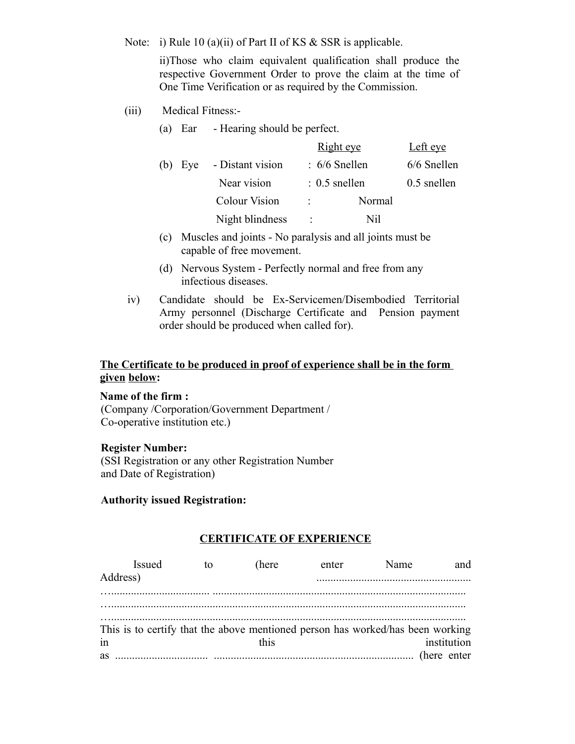Note: i) Rule 10 (a)(ii) of Part II of KS & SSR is applicable.

ii)Those who claim equivalent qualification shall produce the respective Government Order to prove the claim at the time of One Time Verification or as required by the Commission.

(iii) Medical Fitness:-

(a) Ear - Hearing should be perfect.

(b) Eye

| | | Right eye | Left eye |
|---|---|---|---|
| - Distant vision | : | 6/6 Snellen | 6/6 Snellen |
| Near vision | : | 0.5 snellen | 0.5 snellen |
| Colour Vision | : | Normal | |
| Night blindness | : | Nil | |

(c) Muscles and joints - No paralysis and all joints must be capable of free movement.

(d) Nervous System - Perfectly normal and free from any infectious diseases.

iv) Candidate should be Ex-Servicemen/Disembodied Territorial Army personnel (Discharge Certificate and Pension payment order should be produced when called for).

**The Certificate to be produced in proof of experience shall be in the form given below:**

**Name of the firm :**
(Company /Corporation/Government Department / Co-operative institution etc.)

**Register Number:**
(SSI Registration or any other Registration Number and Date of Registration)

**Authority issued Registration:**

## CERTIFICATE OF EXPERIENCE

Issued to (here enter Name and Address) ......................................................
…................................. .........................................................................................
…............................................................................................................................
…............................................................................................................................
This is to certify that the above mentioned person has worked/has been working in this institution as ................................ ...................................................................... (here enter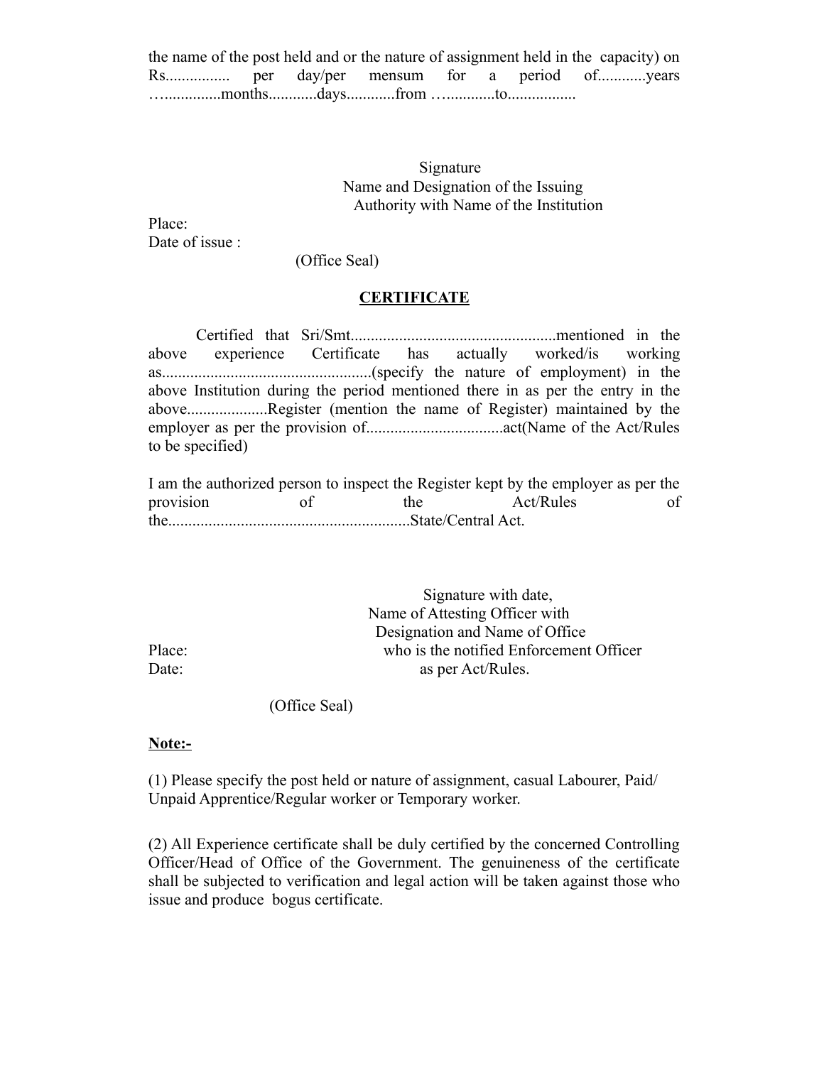the name of the post held and or the nature of assignment held in the capacity) on Rs................ per day/per mensum for a period of............years …..............months............days............from …............to.................

Signature
Name and Designation of the Issuing
Authority with Name of the Institution

Place:
Date of issue :

(Office Seal)

## **CERTIFICATE**

Certified that Sri/Smt..................................................mentioned in the above experience Certificate has actually worked/is working as...................................................(specify the nature of employment) in the above Institution during the period mentioned there in as per the entry in the above....................Register (mention the name of Register) maintained by the employer as per the provision of..................................act(Name of the Act/Rules to be specified)

I am the authorized person to inspect the Register kept by the employer as per the provision of the Act/Rules of the...........................................................State/Central Act.

Signature with date,
Name of Attesting Officer with
Designation and Name of Office
who is the notified Enforcement Officer
as per Act/Rules.

Place:
Date:

(Office Seal)

**Note:-**

(1) Please specify the post held or nature of assignment, casual Labourer, Paid/ Unpaid Apprentice/Regular worker or Temporary worker.

(2) All Experience certificate shall be duly certified by the concerned Controlling Officer/Head of Office of the Government. The genuineness of the certificate shall be subjected to verification and legal action will be taken against those who issue and produce bogus certificate.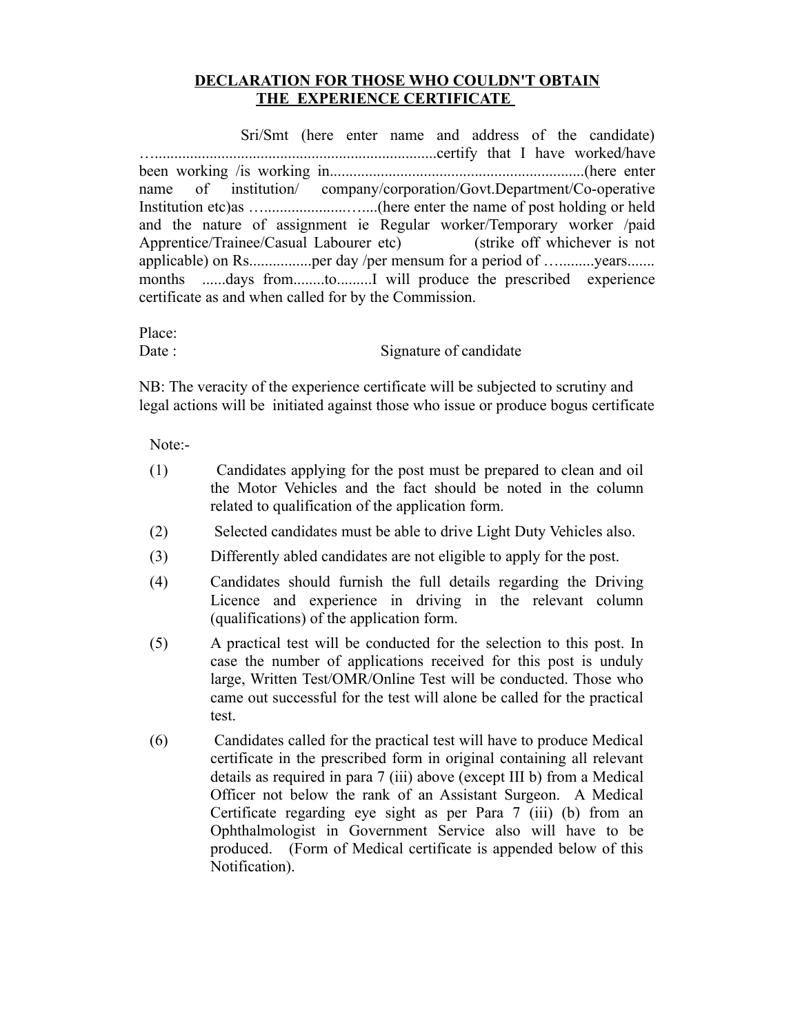## DECLARATION FOR THOSE WHO COULDN'T OBTAIN THE EXPERIENCE CERTIFICATE

Sri/Smt (here enter name and address of the candidate) …......................................................................certify that I have worked/have been working /is working in................................................................(here enter name of institution/ company/corporation/Govt.Department/Co-operative Institution etc)as …......................…....(here enter the name of post holding or held and the nature of assignment ie Regular worker/Temporary worker /paid Apprentice/Trainee/Casual Labourer etc) (strike off whichever is not applicable) on Rs................per day /per mensum for a period of …..........years....... months ......days from........to.........I will produce the prescribed experience certificate as and when called for by the Commission.

Place:

Date : Signature of candidate

NB: The veracity of the experience certificate will be subjected to scrutiny and legal actions will be initiated against those who issue or produce bogus certificate

Note:-

(1) Candidates applying for the post must be prepared to clean and oil the Motor Vehicles and the fact should be noted in the column related to qualification of the application form.

(2) Selected candidates must be able to drive Light Duty Vehicles also.

(3) Differently abled candidates are not eligible to apply for the post.

(4) Candidates should furnish the full details regarding the Driving Licence and experience in driving in the relevant column (qualifications) of the application form.

(5) A practical test will be conducted for the selection to this post. In case the number of applications received for this post is unduly large, Written Test/OMR/Online Test will be conducted. Those who came out successful for the test will alone be called for the practical test.

(6) Candidates called for the practical test will have to produce Medical certificate in the prescribed form in original containing all relevant details as required in para 7 (iii) above (except III b) from a Medical Officer not below the rank of an Assistant Surgeon. A Medical Certificate regarding eye sight as per Para 7 (iii) (b) from an Ophthalmologist in Government Service also will have to be produced. (Form of Medical certificate is appended below of this Notification).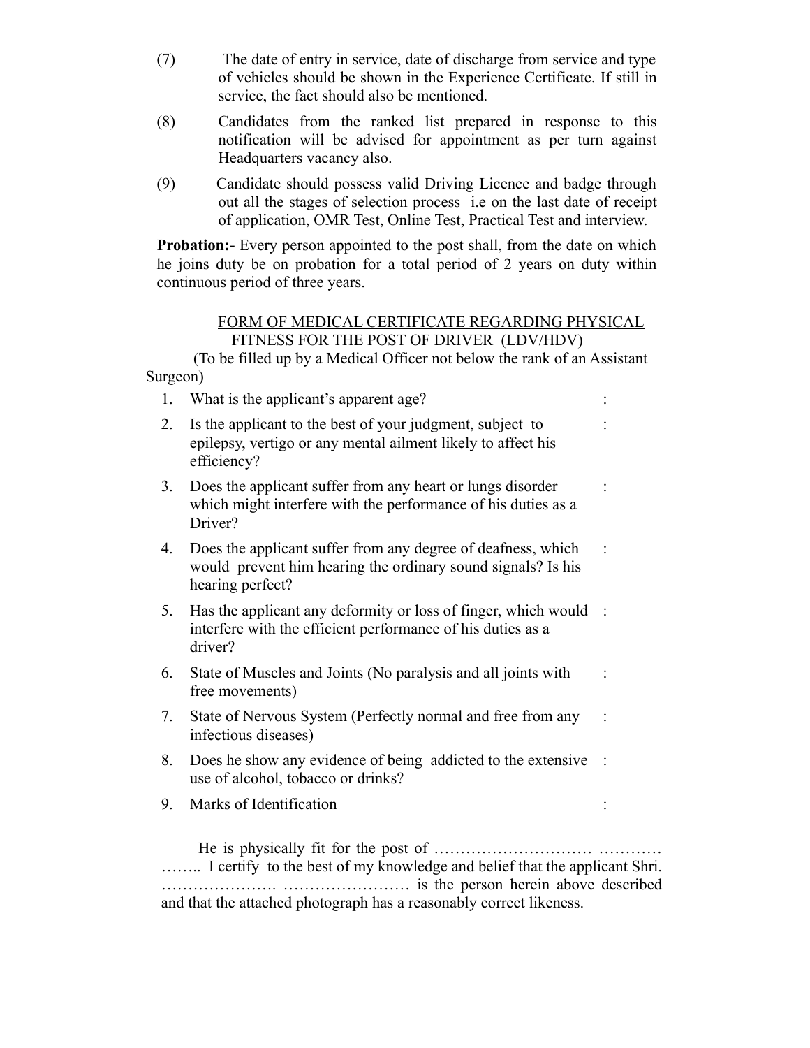(7) The date of entry in service, date of discharge from service and type of vehicles should be shown in the Experience Certificate. If still in service, the fact should also be mentioned.

(8) Candidates from the ranked list prepared in response to this notification will be advised for appointment as per turn against Headquarters vacancy also.

(9) Candidate should possess valid Driving Licence and badge through out all the stages of selection process i.e on the last date of receipt of application, OMR Test, Online Test, Practical Test and interview.

**Probation:-** Every person appointed to the post shall, from the date on which he joins duty be on probation for a total period of 2 years on duty within continuous period of three years.

## FORM OF MEDICAL CERTIFICATE REGARDING PHYSICAL FITNESS FOR THE POST OF DRIVER (LDV/HDV)

(To be filled up by a Medical Officer not below the rank of an Assistant Surgeon)

1. What is the applicant's apparent age? :
2. Is the applicant to the best of your judgment, subject to epilepsy, vertigo or any mental ailment likely to affect his efficiency? :
3. Does the applicant suffer from any heart or lungs disorder which might interfere with the performance of his duties as a Driver? :
4. Does the applicant suffer from any degree of deafness, which would prevent him hearing the ordinary sound signals? Is his hearing perfect? :
5. Has the applicant any deformity or loss of finger, which would interfere with the efficient performance of his duties as a driver? :
6. State of Muscles and Joints (No paralysis and all joints with free movements) :
7. State of Nervous System (Perfectly normal and free from any infectious diseases) :
8. Does he show any evidence of being addicted to the extensive use of alcohol, tobacco or drinks? :
9. Marks of Identification :

He is physically fit for the post of ……………………… ………… …….. I certify to the best of my knowledge and belief that the applicant Shri. …………………. …………………… is the person herein above described and that the attached photograph has a reasonably correct likeness.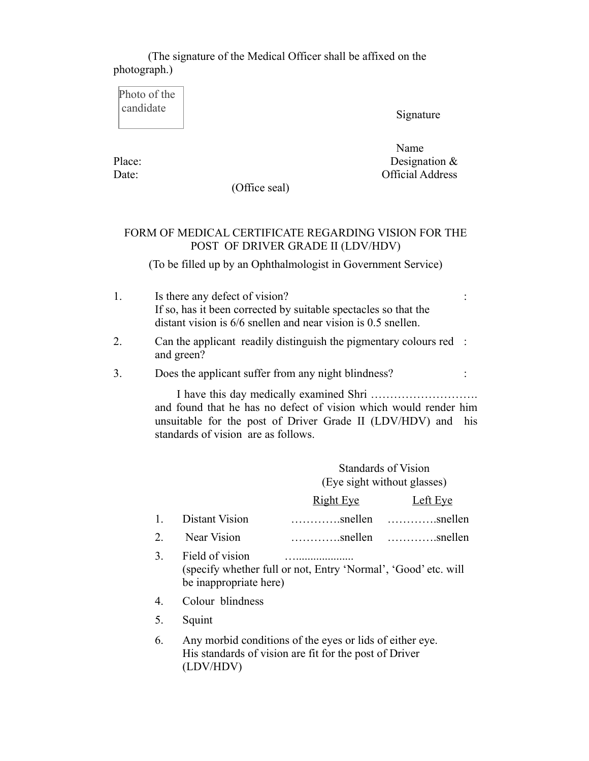(The signature of the Medical Officer shall be affixed on the photograph.)

Photo of the candidate

Signature

Name

Designation &

Official Address

Place:

Date:

(Office seal)

## FORM OF MEDICAL CERTIFICATE REGARDING VISION FOR THE POST OF DRIVER GRADE II (LDV/HDV)

(To be filled up by an Ophthalmologist in Government Service)

1. Is there any defect of vision? :
   If so, has it been corrected by suitable spectacles so that the distant vision is 6/6 snellen and near vision is 0.5 snellen.
2. Can the applicant readily distinguish the pigmentary colours red and green? :
3. Does the applicant suffer from any night blindness? :

I have this day medically examined Shri ………………………. and found that he has no defect of vision which would render him unsuitable for the post of Driver Grade II (LDV/HDV) and his standards of vision are as follows.

Standards of Vision
(Eye sight without glasses)

| | | Right Eye | Left Eye |
|---|---|---|---|
| 1. | Distant Vision | ………….snellen | ………….snellen |
| 2. | Near Vision | ………….snellen | ………….snellen |

3. Field of vision …...................
   (specify whether full or not, Entry 'Normal', 'Good' etc. will be inappropriate here)
4. Colour blindness
5. Squint
6. Any morbid conditions of the eyes or lids of either eye.
   His standards of vision are fit for the post of Driver (LDV/HDV)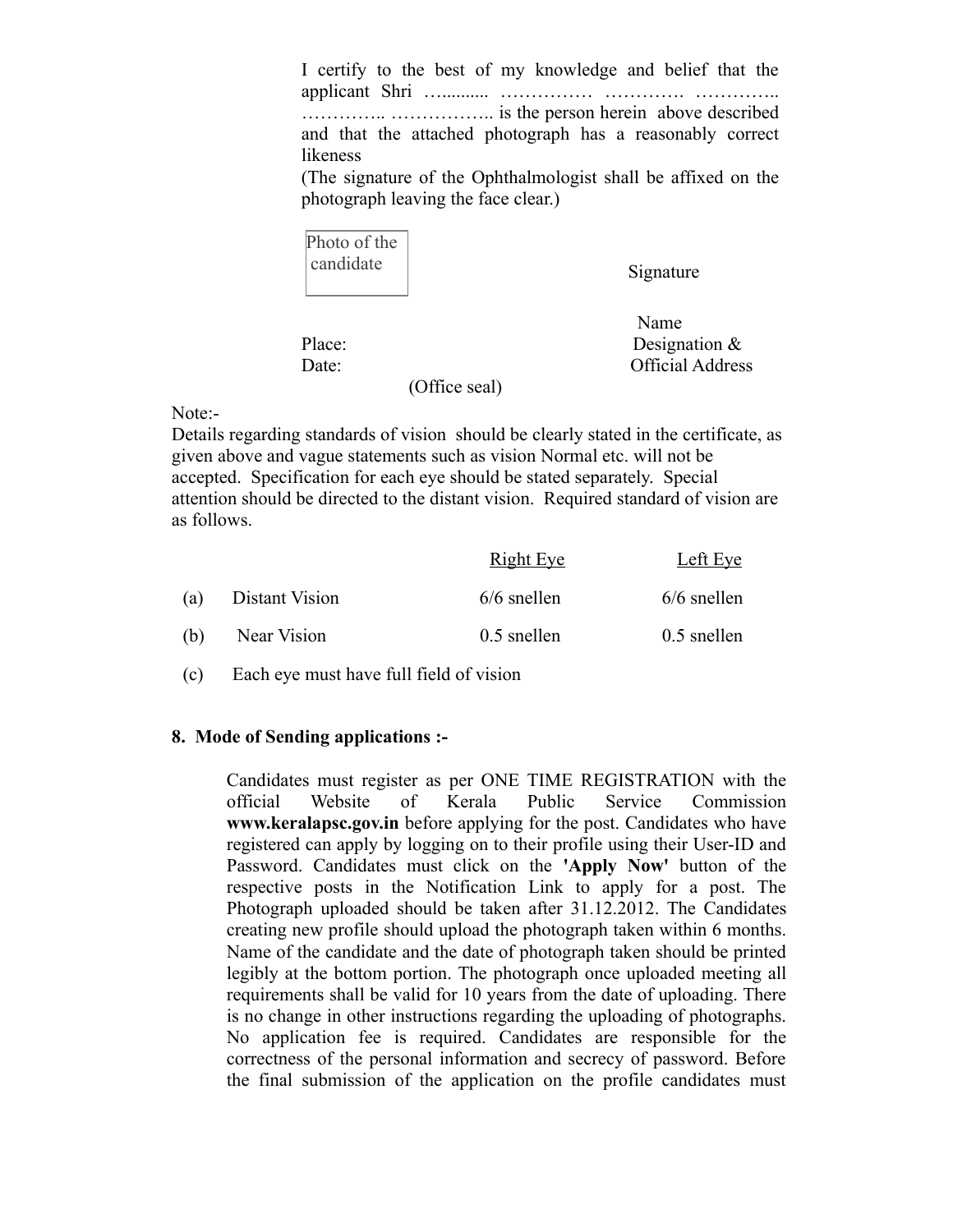I certify to the best of my knowledge and belief that the applicant Shri …......... …………… …………. ………….. ………….. …………….. is the person herein above described and that the attached photograph has a reasonably correct likeness

(The signature of the Ophthalmologist shall be affixed on the photograph leaving the face clear.)

| Photo of the candidate |
|---|

Signature

Name

Designation &

Official Address

Place:

Date:

(Office seal)

Note:-

Details regarding standards of vision should be clearly stated in the certificate, as given above and vague statements such as vision Normal etc. will not be accepted. Specification for each eye should be stated separately. Special attention should be directed to the distant vision. Required standard of vision are as follows.

| | | Right Eye | Left Eye |
|---|---|---|---|
| (a) | Distant Vision | 6/6 snellen | 6/6 snellen |
| (b) | Near Vision | 0.5 snellen | 0.5 snellen |
| (c) | Each eye must have full field of vision | | |

## 8. Mode of Sending applications :-

Candidates must register as per ONE TIME REGISTRATION with the official Website of Kerala Public Service Commission **www.keralapsc.gov.in** before applying for the post. Candidates who have registered can apply by logging on to their profile using their User-ID and Password. Candidates must click on the **'Apply Now'** button of the respective posts in the Notification Link to apply for a post. The Photograph uploaded should be taken after 31.12.2012. The Candidates creating new profile should upload the photograph taken within 6 months. Name of the candidate and the date of photograph taken should be printed legibly at the bottom portion. The photograph once uploaded meeting all requirements shall be valid for 10 years from the date of uploading. There is no change in other instructions regarding the uploading of photographs. No application fee is required. Candidates are responsible for the correctness of the personal information and secrecy of password. Before the final submission of the application on the profile candidates must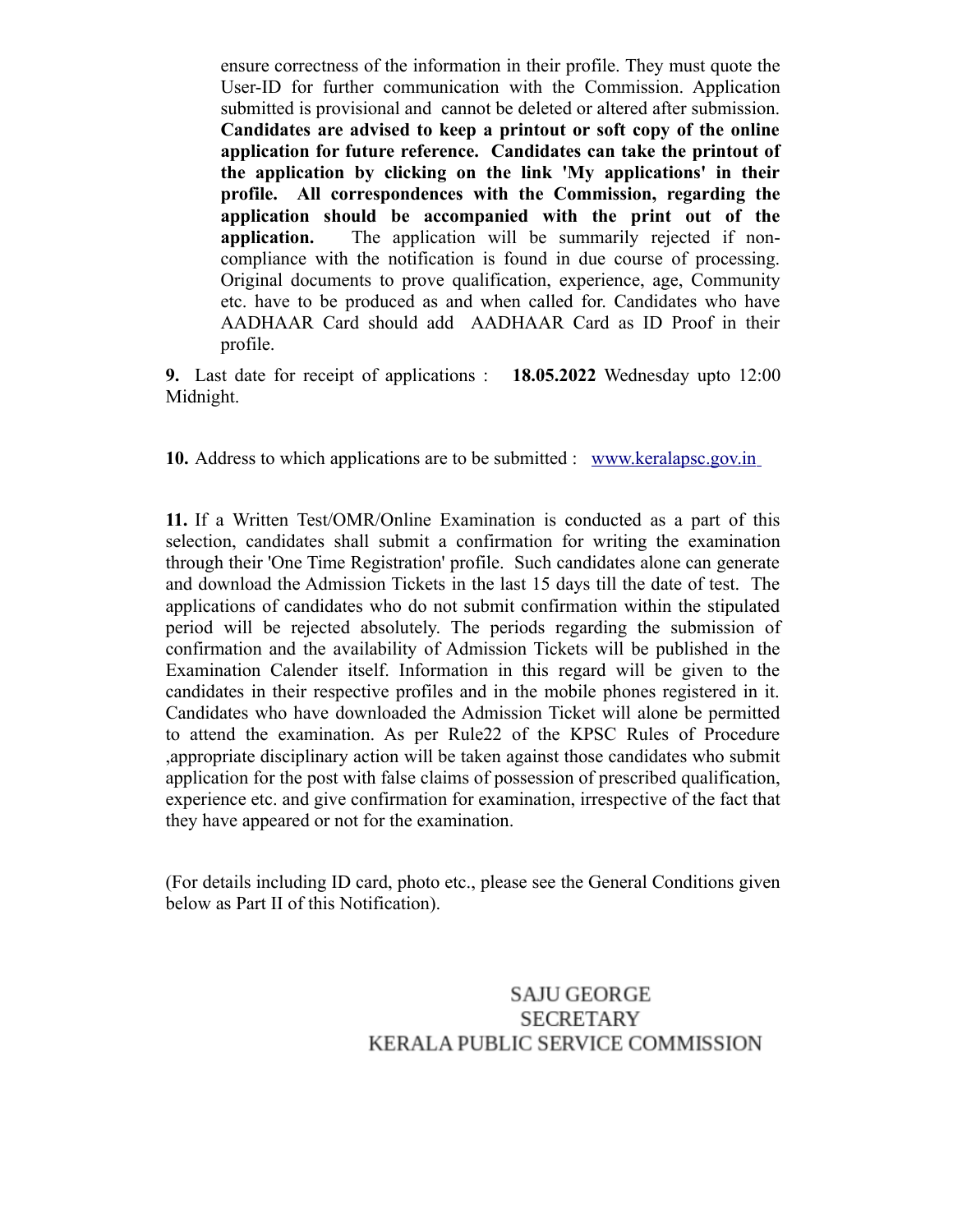ensure correctness of the information in their profile. They must quote the User-ID for further communication with the Commission. Application submitted is provisional and cannot be deleted or altered after submission. **Candidates are advised to keep a printout or soft copy of the online application for future reference. Candidates can take the printout of the application by clicking on the link 'My applications' in their profile. All correspondences with the Commission, regarding the application should be accompanied with the print out of the application.** The application will be summarily rejected if non-compliance with the notification is found in due course of processing. Original documents to prove qualification, experience, age, Community etc. have to be produced as and when called for. Candidates who have AADHAAR Card should add AADHAAR Card as ID Proof in their profile.

**9.** Last date for receipt of applications : **18.05.2022** Wednesday upto 12:00 Midnight.

**10.** Address to which applications are to be submitted : www.keralapsc.gov.in

**11.** If a Written Test/OMR/Online Examination is conducted as a part of this selection, candidates shall submit a confirmation for writing the examination through their 'One Time Registration' profile. Such candidates alone can generate and download the Admission Tickets in the last 15 days till the date of test. The applications of candidates who do not submit confirmation within the stipulated period will be rejected absolutely. The periods regarding the submission of confirmation and the availability of Admission Tickets will be published in the Examination Calender itself. Information in this regard will be given to the candidates in their respective profiles and in the mobile phones registered in it. Candidates who have downloaded the Admission Ticket will alone be permitted to attend the examination. As per Rule22 of the KPSC Rules of Procedure ,appropriate disciplinary action will be taken against those candidates who submit application for the post with false claims of possession of prescribed qualification, experience etc. and give confirmation for examination, irrespective of the fact that they have appeared or not for the examination.

(For details including ID card, photo etc., please see the General Conditions given below as Part II of this Notification).

SAJU GEORGE
SECRETARY
KERALA PUBLIC SERVICE COMMISSION